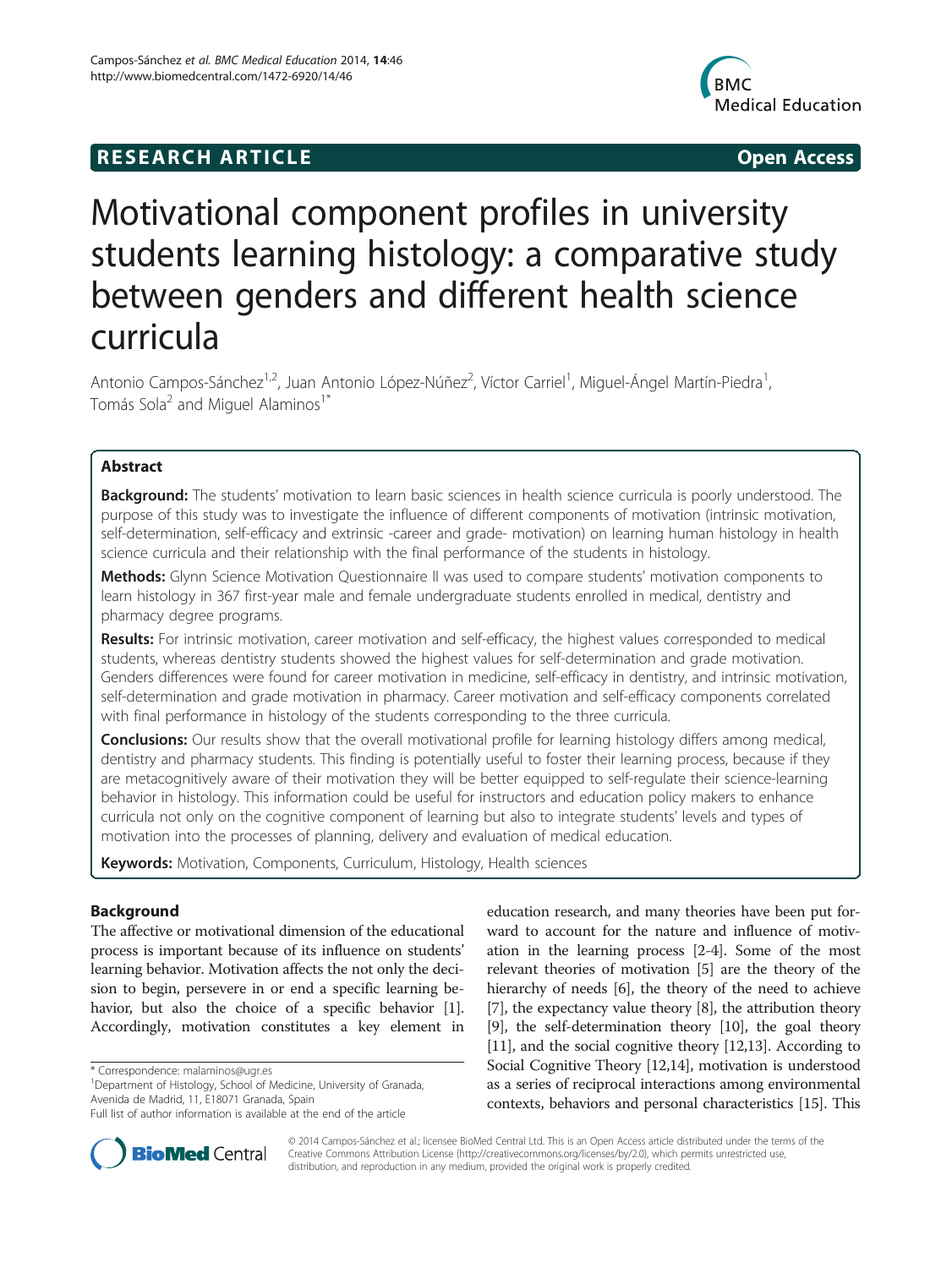**RESEARCH ARTICLE** **Open Access**

# Motivational component profiles in university students learning histology: a comparative study between genders and different health science curricula

Antonio Campos-Sánchez[1,2], Juan Antonio López-Núñez[2], Víctor Carriel[1], Miguel-Ángel Martín-Piedra[1], Tomás Sola[2] and Miguel Alaminos[1*]

## Abstract

**Background:** The students' motivation to learn basic sciences in health science curricula is poorly understood. The purpose of this study was to investigate the influence of different components of motivation (intrinsic motivation, self-determination, self-efficacy and extrinsic -career and grade- motivation) on learning human histology in health science curricula and their relationship with the final performance of the students in histology.

**Methods:** Glynn Science Motivation Questionnaire II was used to compare students' motivation components to learn histology in 367 first-year male and female undergraduate students enrolled in medical, dentistry and pharmacy degree programs.

**Results:** For intrinsic motivation, career motivation and self-efficacy, the highest values corresponded to medical students, whereas dentistry students showed the highest values for self-determination and grade motivation. Genders differences were found for career motivation in medicine, self-efficacy in dentistry, and intrinsic motivation, self-determination and grade motivation in pharmacy. Career motivation and self-efficacy components correlated with final performance in histology of the students corresponding to the three curricula.

**Conclusions:** Our results show that the overall motivational profile for learning histology differs among medical, dentistry and pharmacy students. This finding is potentially useful to foster their learning process, because if they are metacognitively aware of their motivation they will be better equipped to self-regulate their science-learning behavior in histology. This information could be useful for instructors and education policy makers to enhance curricula not only on the cognitive component of learning but also to integrate students' levels and types of motivation into the processes of planning, delivery and evaluation of medical education.

**Keywords:** Motivation, Components, Curriculum, Histology, Health sciences

## Background

The affective or motivational dimension of the educational process is important because of its influence on students' learning behavior. Motivation affects the not only the decision to begin, persevere in or end a specific learning behavior, but also the choice of a specific behavior [1]. Accordingly, motivation constitutes a key element in education research, and many theories have been put forward to account for the nature and influence of motivation in the learning process [2-4]. Some of the most relevant theories of motivation [5] are the theory of the hierarchy of needs [6], the theory of the need to achieve [7], the expectancy value theory [8], the attribution theory [9], the self-determination theory [10], the goal theory [11], and the social cognitive theory [12,13]. According to Social Cognitive Theory [12,14], motivation is understood as a series of reciprocal interactions among environmental contexts, behaviors and personal characteristics [15]. This

\* Correspondence: malaminos@ugr.es
[1]Department of Histology, School of Medicine, University of Granada, Avenida de Madrid, 11, E18071 Granada, Spain
Full list of author information is available at the end of the article

© 2014 Campos-Sánchez et al.; licensee BioMed Central Ltd. This is an Open Access article distributed under the terms of the Creative Commons Attribution License (http://creativecommons.org/licenses/by/2.0), which permits unrestricted use, distribution, and reproduction in any medium, provided the original work is properly credited.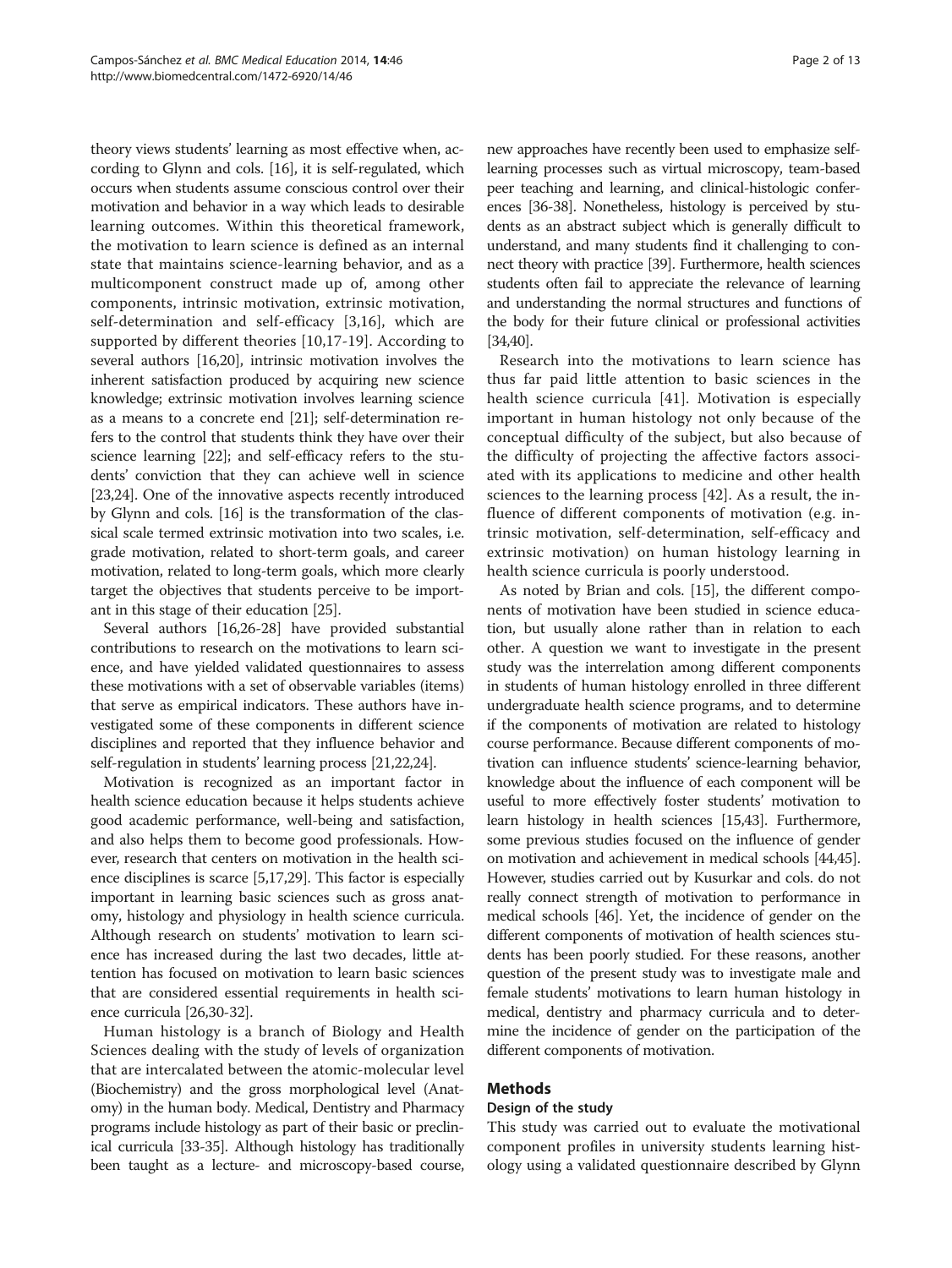theory views students' learning as most effective when, according to Glynn and cols. [16], it is self-regulated, which occurs when students assume conscious control over their motivation and behavior in a way which leads to desirable learning outcomes. Within this theoretical framework, the motivation to learn science is defined as an internal state that maintains science-learning behavior, and as a multicomponent construct made up of, among other components, intrinsic motivation, extrinsic motivation, self-determination and self-efficacy [3,16], which are supported by different theories [10,17-19]. According to several authors [16,20], intrinsic motivation involves the inherent satisfaction produced by acquiring new science knowledge; extrinsic motivation involves learning science as a means to a concrete end [21]; self-determination refers to the control that students think they have over their science learning [22]; and self-efficacy refers to the students' conviction that they can achieve well in science [23,24]. One of the innovative aspects recently introduced by Glynn and cols. [16] is the transformation of the classical scale termed extrinsic motivation into two scales, i.e. grade motivation, related to short-term goals, and career motivation, related to long-term goals, which more clearly target the objectives that students perceive to be important in this stage of their education [25].

Several authors [16,26-28] have provided substantial contributions to research on the motivations to learn science, and have yielded validated questionnaires to assess these motivations with a set of observable variables (items) that serve as empirical indicators. These authors have investigated some of these components in different science disciplines and reported that they influence behavior and self-regulation in students' learning process [21,22,24].

Motivation is recognized as an important factor in health science education because it helps students achieve good academic performance, well-being and satisfaction, and also helps them to become good professionals. However, research that centers on motivation in the health science disciplines is scarce [5,17,29]. This factor is especially important in learning basic sciences such as gross anatomy, histology and physiology in health science curricula. Although research on students' motivation to learn science has increased during the last two decades, little attention has focused on motivation to learn basic sciences that are considered essential requirements in health science curricula [26,30-32].

Human histology is a branch of Biology and Health Sciences dealing with the study of levels of organization that are intercalated between the atomic-molecular level (Biochemistry) and the gross morphological level (Anatomy) in the human body. Medical, Dentistry and Pharmacy programs include histology as part of their basic or preclinical curricula [33-35]. Although histology has traditionally been taught as a lecture- and microscopy-based course, new approaches have recently been used to emphasize self-learning processes such as virtual microscopy, team-based peer teaching and learning, and clinical-histologic conferences [36-38]. Nonetheless, histology is perceived by students as an abstract subject which is generally difficult to understand, and many students find it challenging to connect theory with practice [39]. Furthermore, health sciences students often fail to appreciate the relevance of learning and understanding the normal structures and functions of the body for their future clinical or professional activities [34,40].

Research into the motivations to learn science has thus far paid little attention to basic sciences in the health science curricula [41]. Motivation is especially important in human histology not only because of the conceptual difficulty of the subject, but also because of the difficulty of projecting the affective factors associated with its applications to medicine and other health sciences to the learning process [42]. As a result, the influence of different components of motivation (e.g. intrinsic motivation, self-determination, self-efficacy and extrinsic motivation) on human histology learning in health science curricula is poorly understood.

As noted by Brian and cols. [15], the different components of motivation have been studied in science education, but usually alone rather than in relation to each other. A question we want to investigate in the present study was the interrelation among different components in students of human histology enrolled in three different undergraduate health science programs, and to determine if the components of motivation are related to histology course performance. Because different components of motivation can influence students' science-learning behavior, knowledge about the influence of each component will be useful to more effectively foster students' motivation to learn histology in health sciences [15,43]. Furthermore, some previous studies focused on the influence of gender on motivation and achievement in medical schools [44,45]. However, studies carried out by Kusurkar and cols. do not really connect strength of motivation to performance in medical schools [46]. Yet, the incidence of gender on the different components of motivation of health sciences students has been poorly studied. For these reasons, another question of the present study was to investigate male and female students' motivations to learn human histology in medical, dentistry and pharmacy curricula and to determine the incidence of gender on the participation of the different components of motivation.

## Methods

### Design of the study

This study was carried out to evaluate the motivational component profiles in university students learning histology using a validated questionnaire described by Glynn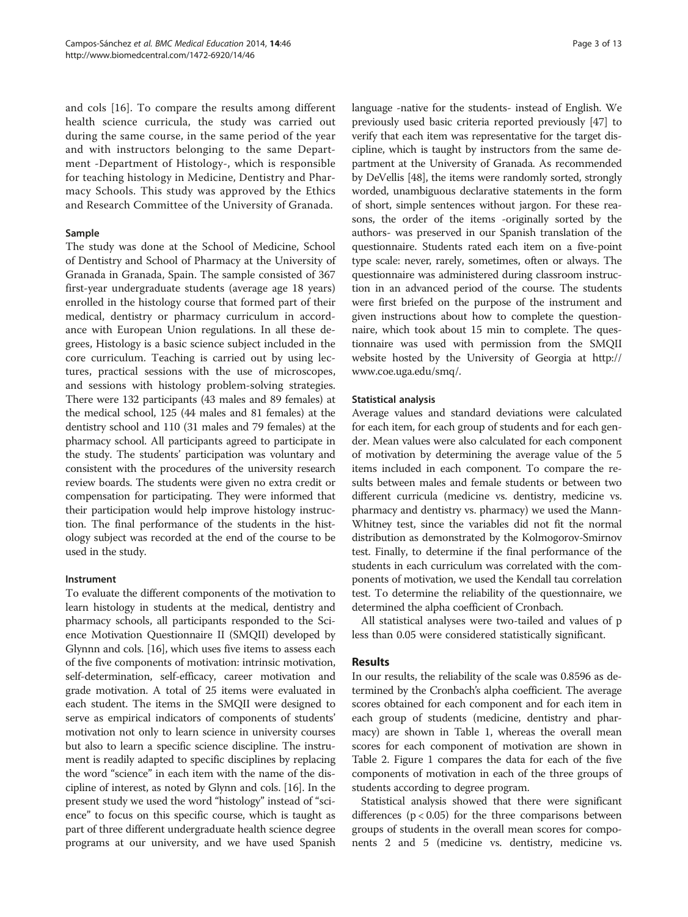and cols [16]. To compare the results among different health science curricula, the study was carried out during the same course, in the same period of the year and with instructors belonging to the same Department -Department of Histology-, which is responsible for teaching histology in Medicine, Dentistry and Pharmacy Schools. This study was approved by the Ethics and Research Committee of the University of Granada.

### Sample

The study was done at the School of Medicine, School of Dentistry and School of Pharmacy at the University of Granada in Granada, Spain. The sample consisted of 367 first-year undergraduate students (average age 18 years) enrolled in the histology course that formed part of their medical, dentistry or pharmacy curriculum in accordance with European Union regulations. In all these degrees, Histology is a basic science subject included in the core curriculum. Teaching is carried out by using lectures, practical sessions with the use of microscopes, and sessions with histology problem-solving strategies. There were 132 participants (43 males and 89 females) at the medical school, 125 (44 males and 81 females) at the dentistry school and 110 (31 males and 79 females) at the pharmacy school. All participants agreed to participate in the study. The students' participation was voluntary and consistent with the procedures of the university research review boards. The students were given no extra credit or compensation for participating. They were informed that their participation would help improve histology instruction. The final performance of the students in the histology subject was recorded at the end of the course to be used in the study.

### Instrument

To evaluate the different components of the motivation to learn histology in students at the medical, dentistry and pharmacy schools, all participants responded to the Science Motivation Questionnaire II (SMQII) developed by Glynnn and cols. [16], which uses five items to assess each of the five components of motivation: intrinsic motivation, self-determination, self-efficacy, career motivation and grade motivation. A total of 25 items were evaluated in each student. The items in the SMQII were designed to serve as empirical indicators of components of students' motivation not only to learn science in university courses but also to learn a specific science discipline. The instrument is readily adapted to specific disciplines by replacing the word "science" in each item with the name of the discipline of interest, as noted by Glynn and cols. [16]. In the present study we used the word "histology" instead of "science" to focus on this specific course, which is taught as part of three different undergraduate health science degree programs at our university, and we have used Spanish language -native for the students- instead of English. We previously used basic criteria reported previously [47] to verify that each item was representative for the target discipline, which is taught by instructors from the same department at the University of Granada. As recommended by DeVellis [48], the items were randomly sorted, strongly worded, unambiguous declarative statements in the form of short, simple sentences without jargon. For these reasons, the order of the items -originally sorted by the authors- was preserved in our Spanish translation of the questionnaire. Students rated each item on a five-point type scale: never, rarely, sometimes, often or always. The questionnaire was administered during classroom instruction in an advanced period of the course. The students were first briefed on the purpose of the instrument and given instructions about how to complete the questionnaire, which took about 15 min to complete. The questionnaire was used with permission from the SMQII website hosted by the University of Georgia at http://www.coe.uga.edu/smq/.

### Statistical analysis

Average values and standard deviations were calculated for each item, for each group of students and for each gender. Mean values were also calculated for each component of motivation by determining the average value of the 5 items included in each component. To compare the results between males and female students or between two different curricula (medicine vs. dentistry, medicine vs. pharmacy and dentistry vs. pharmacy) we used the Mann-Whitney test, since the variables did not fit the normal distribution as demonstrated by the Kolmogorov-Smirnov test. Finally, to determine if the final performance of the students in each curriculum was correlated with the components of motivation, we used the Kendall tau correlation test. To determine the reliability of the questionnaire, we determined the alpha coefficient of Cronbach.

All statistical analyses were two-tailed and values of p less than 0.05 were considered statistically significant.

## Results

In our results, the reliability of the scale was 0.8596 as determined by the Cronbach's alpha coefficient. The average scores obtained for each component and for each item in each group of students (medicine, dentistry and pharmacy) are shown in Table 1, whereas the overall mean scores for each component of motivation are shown in Table 2. Figure 1 compares the data for each of the five components of motivation in each of the three groups of students according to degree program.

Statistical analysis showed that there were significant differences ($p < 0.05$) for the three comparisons between groups of students in the overall mean scores for components 2 and 5 (medicine vs. dentistry, medicine vs.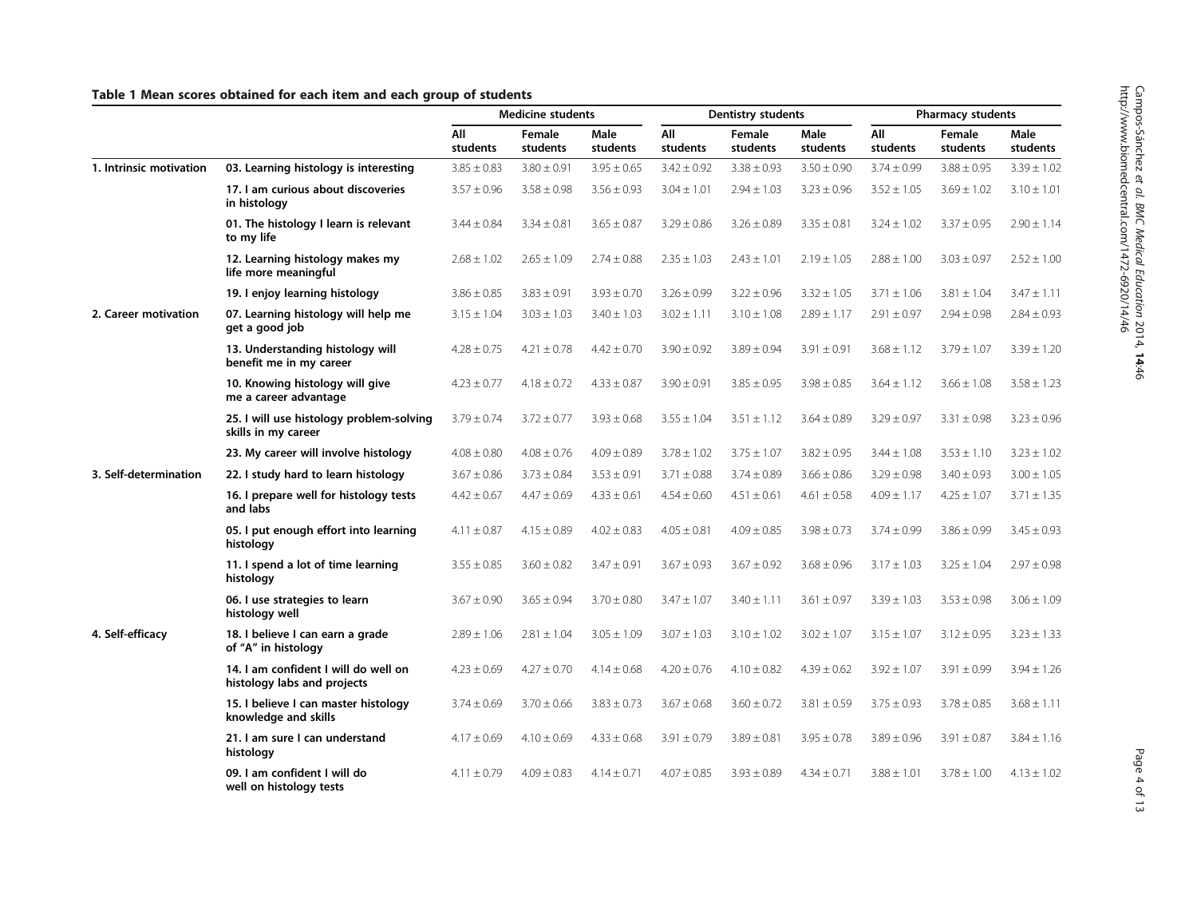**Table 1 Mean scores obtained for each item and each group of students**

| | | Medicine students | | | Dentistry students | | | Pharmacy students | | |
|---|---|---|---|---|---|---|---|---|---|---|
| | | All students | Female students | Male students | All students | Female students | Male students | All students | Female students | Male students |
| 1. Intrinsic motivation | 03. Learning histology is interesting | 3.85 ± 0.83 | 3.80 ± 0.91 | 3.95 ± 0.65 | 3.42 ± 0.92 | 3.38 ± 0.93 | 3.50 ± 0.90 | 3.74 ± 0.99 | 3.88 ± 0.95 | 3.39 ± 1.02 |
| | 17. I am curious about discoveries in histology | 3.57 ± 0.96 | 3.58 ± 0.98 | 3.56 ± 0.93 | 3.04 ± 1.01 | 2.94 ± 1.03 | 3.23 ± 0.96 | 3.52 ± 1.05 | 3.69 ± 1.02 | 3.10 ± 1.01 |
| | 01. The histology I learn is relevant to my life | 3.44 ± 0.84 | 3.34 ± 0.81 | 3.65 ± 0.87 | 3.29 ± 0.86 | 3.26 ± 0.89 | 3.35 ± 0.81 | 3.24 ± 1.02 | 3.37 ± 0.95 | 2.90 ± 1.14 |
| | 12. Learning histology makes my life more meaningful | 2.68 ± 1.02 | 2.65 ± 1.09 | 2.74 ± 0.88 | 2.35 ± 1.03 | 2.43 ± 1.01 | 2.19 ± 1.05 | 2.88 ± 1.00 | 3.03 ± 0.97 | 2.52 ± 1.00 |
| | 19. I enjoy learning histology | 3.86 ± 0.85 | 3.83 ± 0.91 | 3.93 ± 0.70 | 3.26 ± 0.99 | 3.22 ± 0.96 | 3.32 ± 1.05 | 3.71 ± 1.06 | 3.81 ± 1.04 | 3.47 ± 1.11 |
| 2. Career motivation | 07. Learning histology will help me get a good job | 3.15 ± 1.04 | 3.03 ± 1.03 | 3.40 ± 1.03 | 3.02 ± 1.11 | 3.10 ± 1.08 | 2.89 ± 1.17 | 2.91 ± 0.97 | 2.94 ± 0.98 | 2.84 ± 0.93 |
| | 13. Understanding histology will benefit me in my career | 4.28 ± 0.75 | 4.21 ± 0.78 | 4.42 ± 0.70 | 3.90 ± 0.92 | 3.89 ± 0.94 | 3.91 ± 0.91 | 3.68 ± 1.12 | 3.79 ± 1.07 | 3.39 ± 1.20 |
| | 10. Knowing histology will give me a career advantage | 4.23 ± 0.77 | 4.18 ± 0.72 | 4.33 ± 0.87 | 3.90 ± 0.91 | 3.85 ± 0.95 | 3.98 ± 0.85 | 3.64 ± 1.12 | 3.66 ± 1.08 | 3.58 ± 1.23 |
| | 25. I will use histology problem-solving skills in my career | 3.79 ± 0.74 | 3.72 ± 0.77 | 3.93 ± 0.68 | 3.55 ± 1.04 | 3.51 ± 1.12 | 3.64 ± 0.89 | 3.29 ± 0.97 | 3.31 ± 0.98 | 3.23 ± 0.96 |
| | 23. My career will involve histology | 4.08 ± 0.80 | 4.08 ± 0.76 | 4.09 ± 0.89 | 3.78 ± 1.02 | 3.75 ± 1.07 | 3.82 ± 0.95 | 3.44 ± 1.08 | 3.53 ± 1.10 | 3.23 ± 1.02 |
| 3. Self-determination | 22. I study hard to learn histology | 3.67 ± 0.86 | 3.73 ± 0.84 | 3.53 ± 0.91 | 3.71 ± 0.88 | 3.74 ± 0.89 | 3.66 ± 0.86 | 3.29 ± 0.98 | 3.40 ± 0.93 | 3.00 ± 1.05 |
| | 16. I prepare well for histology tests and labs | 4.42 ± 0.67 | 4.47 ± 0.69 | 4.33 ± 0.61 | 4.54 ± 0.60 | 4.51 ± 0.61 | 4.61 ± 0.58 | 4.09 ± 1.17 | 4.25 ± 1.07 | 3.71 ± 1.35 |
| | 05. I put enough effort into learning histology | 4.11 ± 0.87 | 4.15 ± 0.89 | 4.02 ± 0.83 | 4.05 ± 0.81 | 4.09 ± 0.85 | 3.98 ± 0.73 | 3.74 ± 0.99 | 3.86 ± 0.99 | 3.45 ± 0.93 |
| | 11. I spend a lot of time learning histology | 3.55 ± 0.85 | 3.60 ± 0.82 | 3.47 ± 0.91 | 3.67 ± 0.93 | 3.67 ± 0.92 | 3.68 ± 0.96 | 3.17 ± 1.03 | 3.25 ± 1.04 | 2.97 ± 0.98 |
| | 06. I use strategies to learn histology well | 3.67 ± 0.90 | 3.65 ± 0.94 | 3.70 ± 0.80 | 3.47 ± 1.07 | 3.40 ± 1.11 | 3.61 ± 0.97 | 3.39 ± 1.03 | 3.53 ± 0.98 | 3.06 ± 1.09 |
| 4. Self-efficacy | 18. I believe I can earn a grade of "A" in histology | 2.89 ± 1.06 | 2.81 ± 1.04 | 3.05 ± 1.09 | 3.07 ± 1.03 | 3.10 ± 1.02 | 3.02 ± 1.07 | 3.15 ± 1.07 | 3.12 ± 0.95 | 3.23 ± 1.33 |
| | 14. I am confident I will do well on histology labs and projects | 4.23 ± 0.69 | 4.27 ± 0.70 | 4.14 ± 0.68 | 4.20 ± 0.76 | 4.10 ± 0.82 | 4.39 ± 0.62 | 3.92 ± 1.07 | 3.91 ± 0.99 | 3.94 ± 1.26 |
| | 15. I believe I can master histology knowledge and skills | 3.74 ± 0.69 | 3.70 ± 0.66 | 3.83 ± 0.73 | 3.67 ± 0.68 | 3.60 ± 0.72 | 3.81 ± 0.59 | 3.75 ± 0.93 | 3.78 ± 0.85 | 3.68 ± 1.11 |
| | 21. I am sure I can understand histology | 4.17 ± 0.69 | 4.10 ± 0.69 | 4.33 ± 0.68 | 3.91 ± 0.79 | 3.89 ± 0.81 | 3.95 ± 0.78 | 3.89 ± 0.96 | 3.91 ± 0.87 | 3.84 ± 1.16 |
| | 09. I am confident I will do well on histology tests | 4.11 ± 0.79 | 4.09 ± 0.83 | 4.14 ± 0.71 | 4.07 ± 0.85 | 3.93 ± 0.89 | 4.34 ± 0.71 | 3.88 ± 1.01 | 3.78 ± 1.00 | 4.13 ± 1.02 |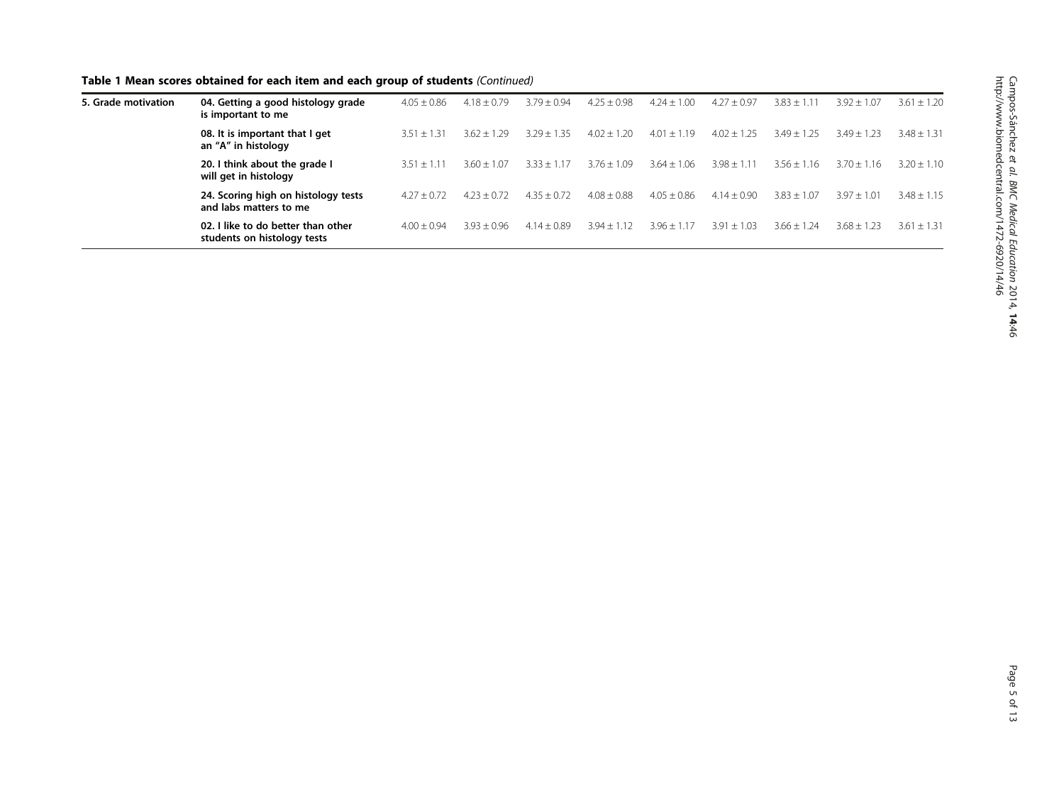**Table 1 Mean scores obtained for each item and each group of students** *(Continued)*

| | | | | | | | | | | |
|---|---|---|---|---|---|---|---|---|---|---|
| **5. Grade motivation** | **04. Getting a good histology grade is important to me** | 4.05 ± 0.86 | 4.18 ± 0.79 | 3.79 ± 0.94 | 4.25 ± 0.98 | 4.24 ± 1.00 | 4.27 ± 0.97 | 3.83 ± 1.11 | 3.92 ± 1.07 | 3.61 ± 1.20 |
| | **08. It is important that I get an "A" in histology** | 3.51 ± 1.31 | 3.62 ± 1.29 | 3.29 ± 1.35 | 4.02 ± 1.20 | 4.01 ± 1.19 | 4.02 ± 1.25 | 3.49 ± 1.25 | 3.49 ± 1.23 | 3.48 ± 1.31 |
| | **20. I think about the grade I will get in histology** | 3.51 ± 1.11 | 3.60 ± 1.07 | 3.33 ± 1.17 | 3.76 ± 1.09 | 3.64 ± 1.06 | 3.98 ± 1.11 | 3.56 ± 1.16 | 3.70 ± 1.16 | 3.20 ± 1.10 |
| | **24. Scoring high on histology tests and labs matters to me** | 4.27 ± 0.72 | 4.23 ± 0.72 | 4.35 ± 0.72 | 4.08 ± 0.88 | 4.05 ± 0.86 | 4.14 ± 0.90 | 3.83 ± 1.07 | 3.97 ± 1.01 | 3.48 ± 1.15 |
| | **02. I like to do better than other students on histology tests** | 4.00 ± 0.94 | 3.93 ± 0.96 | 4.14 ± 0.89 | 3.94 ± 1.12 | 3.96 ± 1.17 | 3.91 ± 1.03 | 3.66 ± 1.24 | 3.68 ± 1.23 | 3.61 ± 1.31 |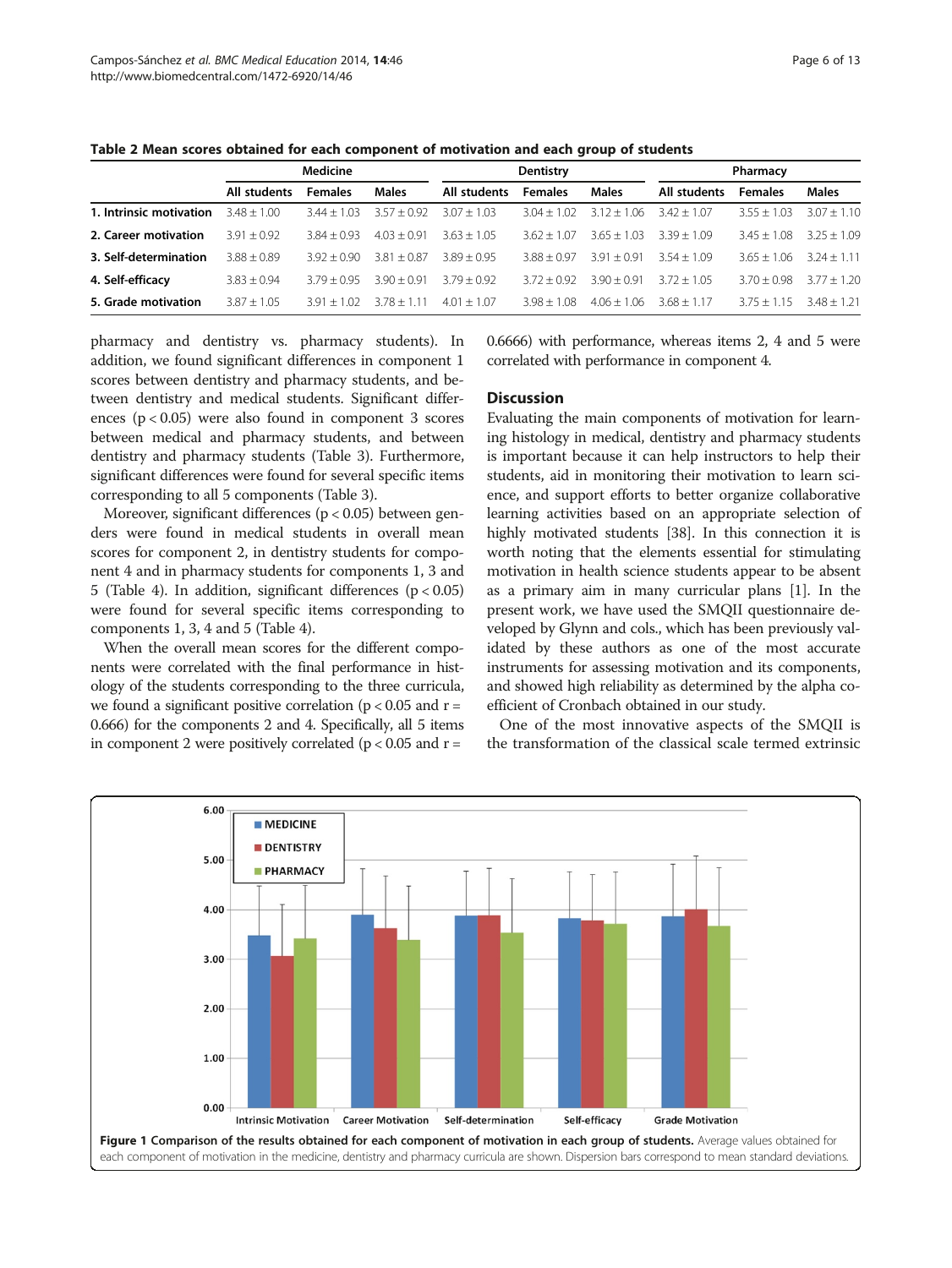**Table 2 Mean scores obtained for each component of motivation and each group of students**

| | Medicine | | | Dentistry | | | Pharmacy | | |
|---|---|---|---|---|---|---|---|---|---|
| | All students | Females | Males | All students | Females | Males | All students | Females | Males |
| **1. Intrinsic motivation** | 3.48 ± 1.00 | 3.44 ± 1.03 | 3.57 ± 0.92 | 3.07 ± 1.03 | 3.04 ± 1.02 | 3.12 ± 1.06 | 3.42 ± 1.07 | 3.55 ± 1.03 | 3.07 ± 1.10 |
| **2. Career motivation** | 3.91 ± 0.92 | 3.84 ± 0.93 | 4.03 ± 0.91 | 3.63 ± 1.05 | 3.62 ± 1.07 | 3.65 ± 1.03 | 3.39 ± 1.09 | 3.45 ± 1.08 | 3.25 ± 1.09 |
| **3. Self-determination** | 3.88 ± 0.89 | 3.92 ± 0.90 | 3.81 ± 0.87 | 3.89 ± 0.95 | 3.88 ± 0.97 | 3.91 ± 0.91 | 3.54 ± 1.09 | 3.65 ± 1.06 | 3.24 ± 1.11 |
| **4. Self-efficacy** | 3.83 ± 0.94 | 3.79 ± 0.95 | 3.90 ± 0.91 | 3.79 ± 0.92 | 3.72 ± 0.92 | 3.90 ± 0.91 | 3.72 ± 1.05 | 3.70 ± 0.98 | 3.77 ± 1.20 |
| **5. Grade motivation** | 3.87 ± 1.05 | 3.91 ± 1.02 | 3.78 ± 1.11 | 4.01 ± 1.07 | 3.98 ± 1.08 | 4.06 ± 1.06 | 3.68 ± 1.17 | 3.75 ± 1.15 | 3.48 ± 1.21 |

pharmacy and dentistry vs. pharmacy students). In addition, we found significant differences in component 1 scores between dentistry and pharmacy students, and between dentistry and medical students. Significant differences ($p < 0.05$) were also found in component 3 scores between medical and pharmacy students, and between dentistry and pharmacy students (Table 3). Furthermore, significant differences were found for several specific items corresponding to all 5 components (Table 3).

Moreover, significant differences ($p < 0.05$) between genders were found in medical students in overall mean scores for component 2, in dentistry students for component 4 and in pharmacy students for components 1, 3 and 5 (Table 4). In addition, significant differences ($p < 0.05$) were found for several specific items corresponding to components 1, 3, 4 and 5 (Table 4).

When the overall mean scores for the different components were correlated with the final performance in histology of the students corresponding to the three curricula, we found a significant positive correlation ($p < 0.05$ and $r = 0.666$) for the components 2 and 4. Specifically, all 5 items in component 2 were positively correlated ($p < 0.05$ and $r = 0.6666$) with performance, whereas items 2, 4 and 5 were correlated with performance in component 4.

## Discussion

Evaluating the main components of motivation for learning histology in medical, dentistry and pharmacy students is important because it can help instructors to help their students, aid in monitoring their motivation to learn science, and support efforts to better organize collaborative learning activities based on an appropriate selection of highly motivated students [38]. In this connection it is worth noting that the elements essential for stimulating motivation in health science students appear to be absent as a primary aim in many curricular plans [1]. In the present work, we have used the SMQII questionnaire developed by Glynn and cols., which has been previously validated by these authors as one of the most accurate instruments for assessing motivation and its components, and showed high reliability as determined by the alpha coefficient of Cronbach obtained in our study.

One of the most innovative aspects of the SMQII is the transformation of the classical scale termed extrinsic

**Figure 1 Comparison of the results obtained for each component of motivation in each group of students.** Average values obtained for each component of motivation in the medicine, dentistry and pharmacy curricula are shown. Dispersion bars correspond to mean standard deviations.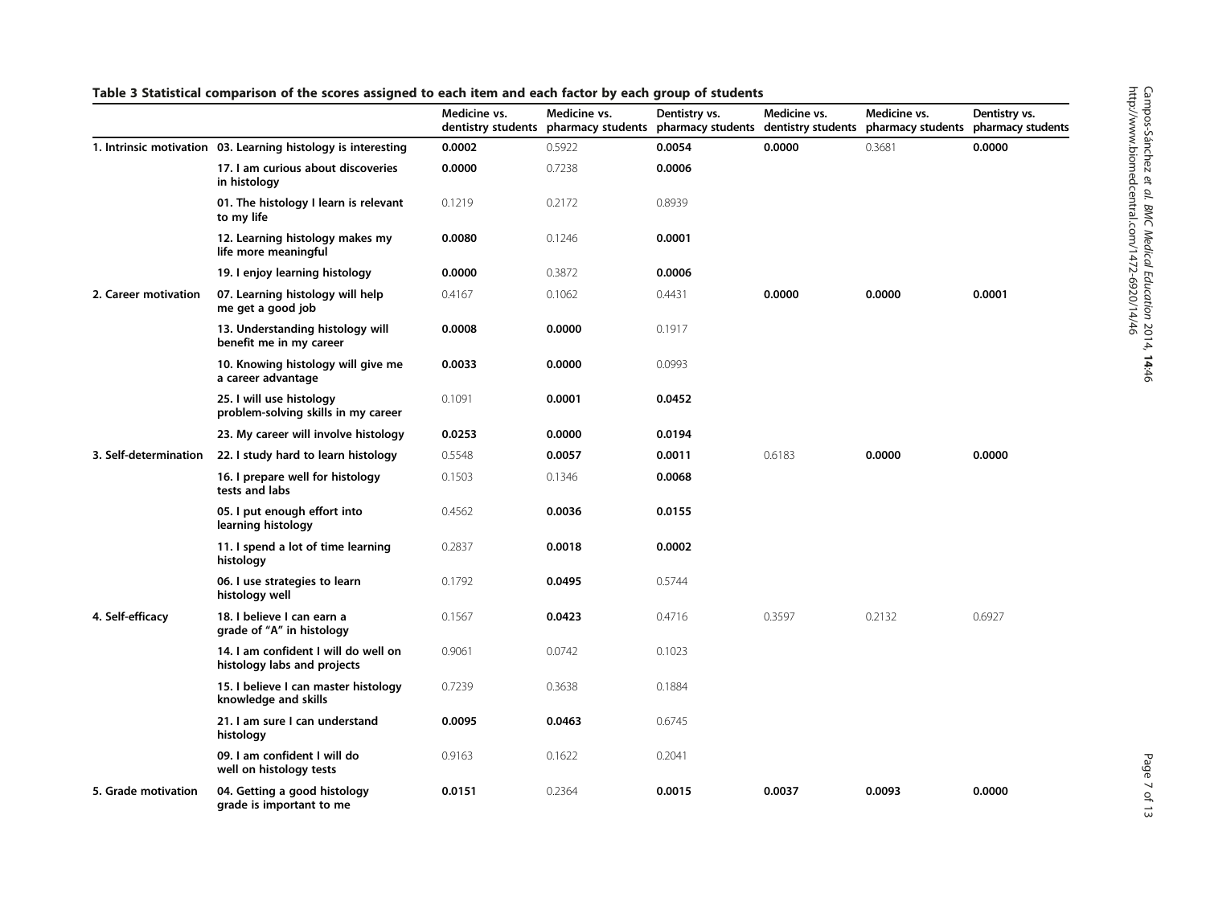**Table 3 Statistical comparison of the scores assigned to each item and each factor by each group of students**

| | | Medicine vs. dentistry students | Medicine vs. pharmacy students | Dentistry vs. pharmacy students | Medicine vs. dentistry students | Medicine vs. pharmacy students | Dentistry vs. pharmacy students |
|---|---|---|---|---|---|---|---|
| 1. Intrinsic motivation | 03. Learning histology is interesting | **0.0002** | 0.5922 | **0.0054** | **0.0000** | 0.3681 | **0.0000** |
| | 17. I am curious about discoveries in histology | **0.0000** | 0.7238 | **0.0006** | | | |
| | 01. The histology I learn is relevant to my life | 0.1219 | 0.2172 | 0.8939 | | | |
| | 12. Learning histology makes my life more meaningful | **0.0080** | 0.1246 | **0.0001** | | | |
| | 19. I enjoy learning histology | **0.0000** | 0.3872 | **0.0006** | | | |
| 2. Career motivation | 07. Learning histology will help me get a good job | 0.4167 | 0.1062 | 0.4431 | **0.0000** | **0.0000** | **0.0001** |
| | 13. Understanding histology will benefit me in my career | **0.0008** | **0.0000** | 0.1917 | | | |
| | 10. Knowing histology will give me a career advantage | **0.0033** | **0.0000** | 0.0993 | | | |
| | 25. I will use histology problem-solving skills in my career | 0.1091 | **0.0001** | **0.0452** | | | |
| | 23. My career will involve histology | **0.0253** | **0.0000** | **0.0194** | | | |
| 3. Self-determination | 22. I study hard to learn histology | 0.5548 | **0.0057** | **0.0011** | 0.6183 | **0.0000** | **0.0000** |
| | 16. I prepare well for histology tests and labs | 0.1503 | 0.1346 | **0.0068** | | | |
| | 05. I put enough effort into learning histology | 0.4562 | **0.0036** | **0.0155** | | | |
| | 11. I spend a lot of time learning histology | 0.2837 | **0.0018** | **0.0002** | | | |
| | 06. I use strategies to learn histology well | 0.1792 | **0.0495** | 0.5744 | | | |
| 4. Self-efficacy | 18. I believe I can earn a grade of "A" in histology | 0.1567 | **0.0423** | 0.4716 | 0.3597 | 0.2132 | 0.6927 |
| | 14. I am confident I will do well on histology labs and projects | 0.9061 | 0.0742 | 0.1023 | | | |
| | 15. I believe I can master histology knowledge and skills | 0.7239 | 0.3638 | 0.1884 | | | |
| | 21. I am sure I can understand histology | **0.0095** | **0.0463** | 0.6745 | | | |
| | 09. I am confident I will do well on histology tests | 0.9163 | 0.1622 | 0.2041 | | | |
| 5. Grade motivation | 04. Getting a good histology grade is important to me | **0.0151** | 0.2364 | **0.0015** | **0.0037** | **0.0093** | **0.0000** |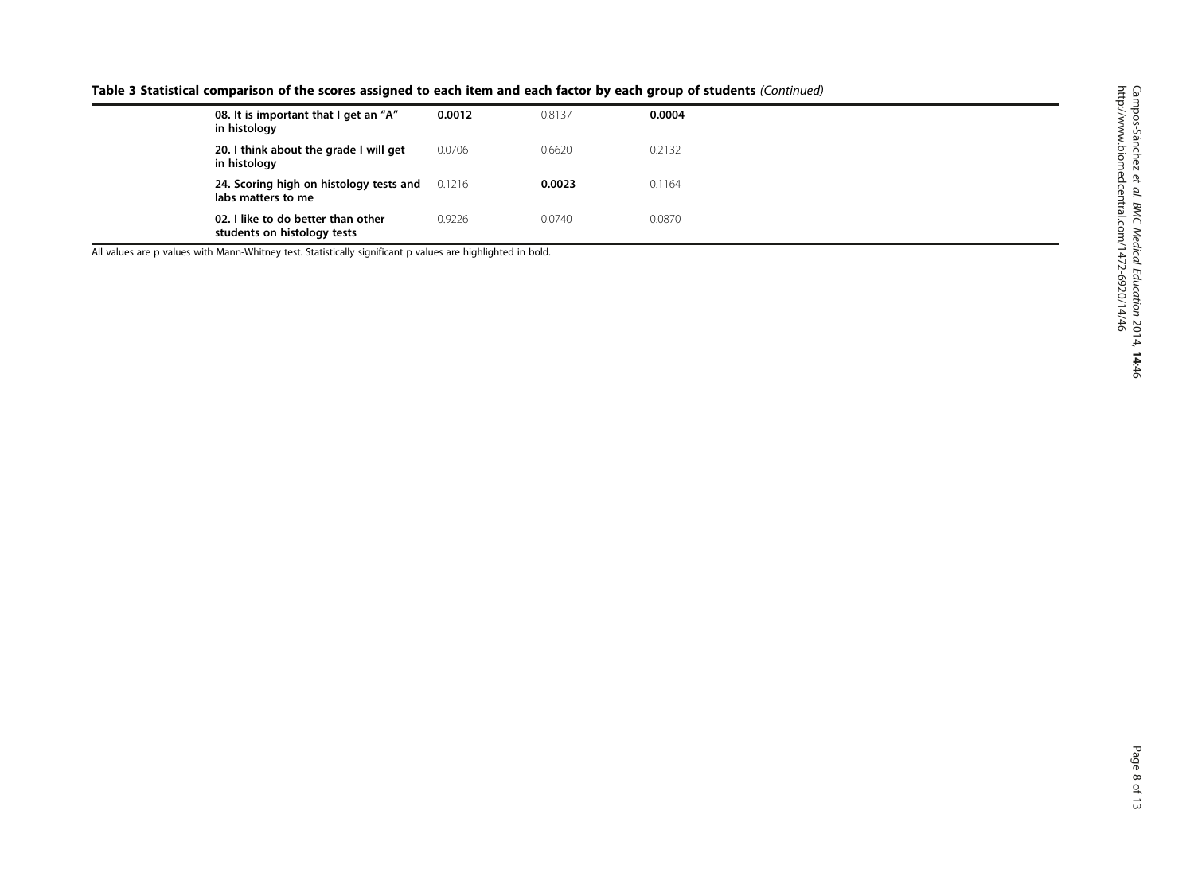**Table 3 Statistical comparison of the scores assigned to each item and each factor by each group of students** *(Continued)*

| | | | | |
|---|---|---|---|---|
| | **08. It is important that I get an "A" in histology** | **0.0012** | 0.8137 | **0.0004** |
| | **20. I think about the grade I will get in histology** | 0.0706 | 0.6620 | 0.2132 |
| | **24. Scoring high on histology tests and labs matters to me** | 0.1216 | **0.0023** | 0.1164 |
| | **02. I like to do better than other students on histology tests** | 0.9226 | 0.0740 | 0.0870 |

All values are p values with Mann-Whitney test. Statistically significant p values are highlighted in bold.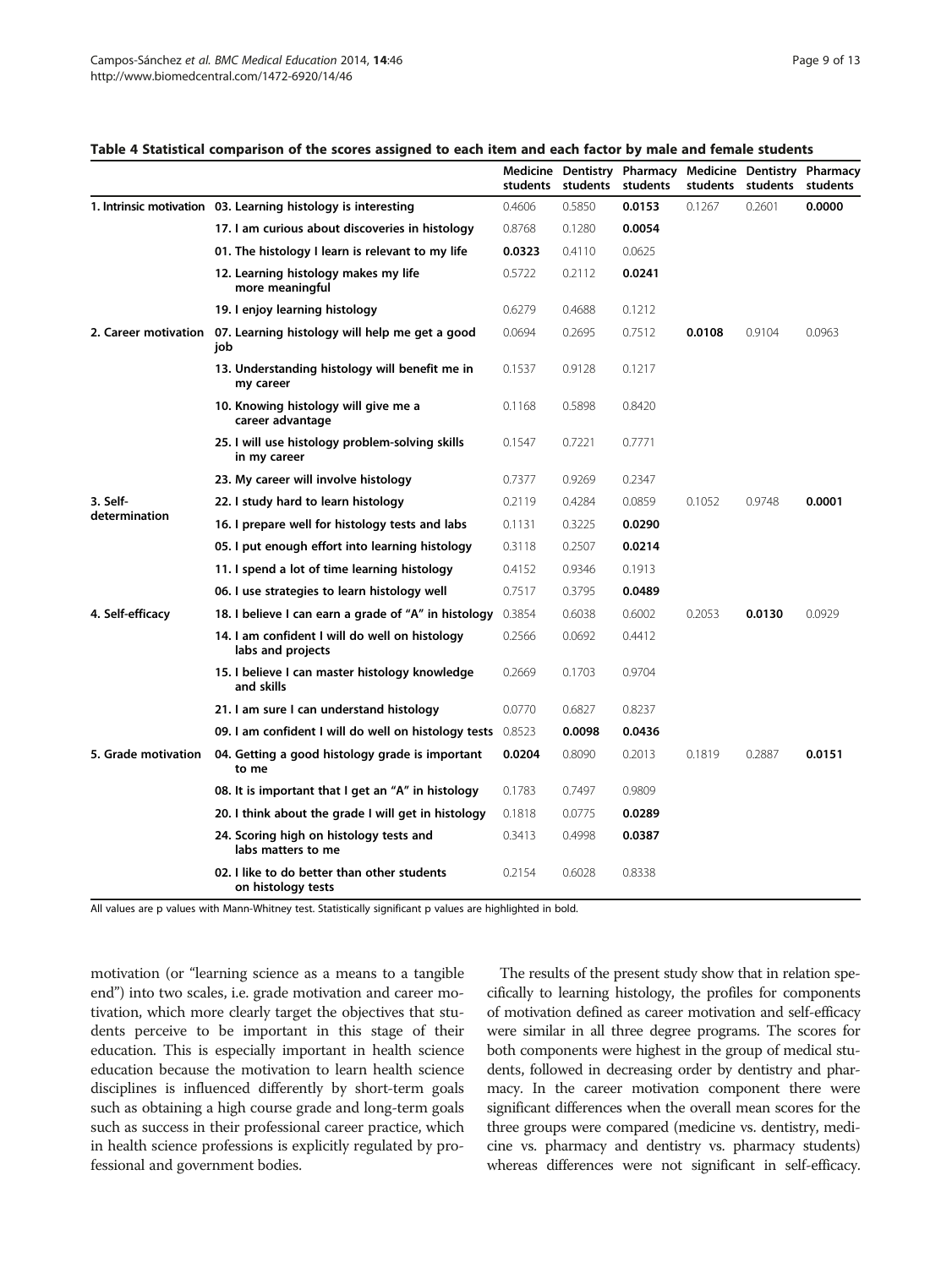**Table 4 Statistical comparison of the scores assigned to each item and each factor by male and female students**

| | | Medicine students | Dentistry students | Pharmacy students | Medicine students | Dentistry students | Pharmacy students |
|---|---|---|---|---|---|---|---|
| 1. Intrinsic motivation | 03. Learning histology is interesting | 0.4606 | 0.5850 | **0.0153** | 0.1267 | 0.2601 | **0.0000** |
| | 17. I am curious about discoveries in histology | 0.8768 | 0.1280 | **0.0054** | | | |
| | 01. The histology I learn is relevant to my life | **0.0323** | 0.4110 | 0.0625 | | | |
| | 12. Learning histology makes my life more meaningful | 0.5722 | 0.2112 | **0.0241** | | | |
| | 19. I enjoy learning histology | 0.6279 | 0.4688 | 0.1212 | | | |
| 2. Career motivation | 07. Learning histology will help me get a good job | 0.0694 | 0.2695 | 0.7512 | **0.0108** | 0.9104 | 0.0963 |
| | 13. Understanding histology will benefit me in my career | 0.1537 | 0.9128 | 0.1217 | | | |
| | 10. Knowing histology will give me a career advantage | 0.1168 | 0.5898 | 0.8420 | | | |
| | 25. I will use histology problem-solving skills in my career | 0.1547 | 0.7221 | 0.7771 | | | |
| | 23. My career will involve histology | 0.7377 | 0.9269 | 0.2347 | | | |
| 3. Self-determination | 22. I study hard to learn histology | 0.2119 | 0.4284 | 0.0859 | 0.1052 | 0.9748 | **0.0001** |
| | 16. I prepare well for histology tests and labs | 0.1131 | 0.3225 | **0.0290** | | | |
| | 05. I put enough effort into learning histology | 0.3118 | 0.2507 | **0.0214** | | | |
| | 11. I spend a lot of time learning histology | 0.4152 | 0.9346 | 0.1913 | | | |
| | 06. I use strategies to learn histology well | 0.7517 | 0.3795 | **0.0489** | | | |
| 4. Self-efficacy | 18. I believe I can earn a grade of "A" in histology | 0.3854 | 0.6038 | 0.6002 | 0.2053 | **0.0130** | 0.0929 |
| | 14. I am confident I will do well on histology labs and projects | 0.2566 | 0.0692 | 0.4412 | | | |
| | 15. I believe I can master histology knowledge and skills | 0.2669 | 0.1703 | 0.9704 | | | |
| | 21. I am sure I can understand histology | 0.0770 | 0.6827 | 0.8237 | | | |
| | 09. I am confident I will do well on histology tests | 0.8523 | **0.0098** | **0.0436** | | | |
| 5. Grade motivation | 04. Getting a good histology grade is important to me | **0.0204** | 0.8090 | 0.2013 | 0.1819 | 0.2887 | **0.0151** |
| | 08. It is important that I get an "A" in histology | 0.1783 | 0.7497 | 0.9809 | | | |
| | 20. I think about the grade I will get in histology | 0.1818 | 0.0775 | **0.0289** | | | |
| | 24. Scoring high on histology tests and labs matters to me | 0.3413 | 0.4998 | **0.0387** | | | |
| | 02. I like to do better than other students on histology tests | 0.2154 | 0.6028 | 0.8338 | | | |

All values are p values with Mann-Whitney test. Statistically significant p values are highlighted in bold.

motivation (or "learning science as a means to a tangible end") into two scales, i.e. grade motivation and career motivation, which more clearly target the objectives that students perceive to be important in this stage of their education. This is especially important in health science education because the motivation to learn health science disciplines is influenced differently by short-term goals such as obtaining a high course grade and long-term goals such as success in their professional career practice, which in health science professions is explicitly regulated by professional and government bodies.

The results of the present study show that in relation specifically to learning histology, the profiles for components of motivation defined as career motivation and self-efficacy were similar in all three degree programs. The scores for both components were highest in the group of medical students, followed in decreasing order by dentistry and pharmacy. In the career motivation component there were significant differences when the overall mean scores for the three groups were compared (medicine vs. dentistry, medicine vs. pharmacy and dentistry vs. pharmacy students) whereas differences were not significant in self-efficacy.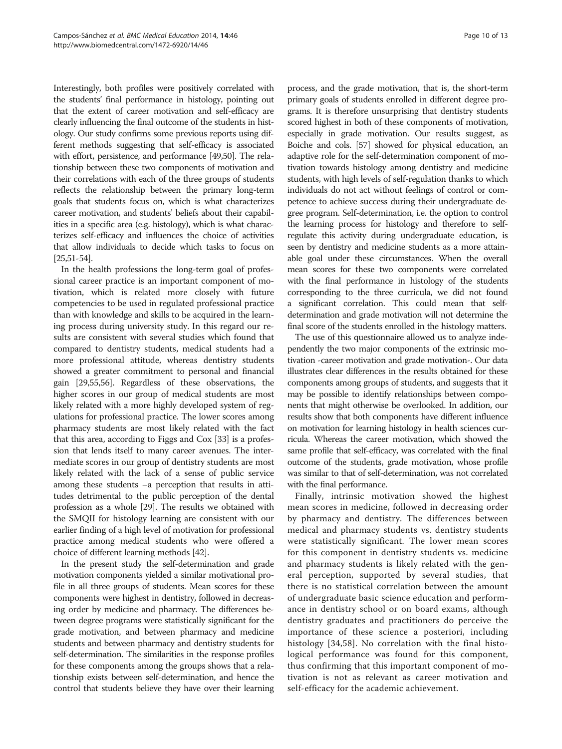Interestingly, both profiles were positively correlated with the students' final performance in histology, pointing out that the extent of career motivation and self-efficacy are clearly influencing the final outcome of the students in histology. Our study confirms some previous reports using different methods suggesting that self-efficacy is associated with effort, persistence, and performance [49,50]. The relationship between these two components of motivation and their correlations with each of the three groups of students reflects the relationship between the primary long-term goals that students focus on, which is what characterizes career motivation, and students' beliefs about their capabilities in a specific area (e.g. histology), which is what characterizes self-efficacy and influences the choice of activities that allow individuals to decide which tasks to focus on [25,51-54].

In the health professions the long-term goal of professional career practice is an important component of motivation, which is related more closely with future competencies to be used in regulated professional practice than with knowledge and skills to be acquired in the learning process during university study. In this regard our results are consistent with several studies which found that compared to dentistry students, medical students had a more professional attitude, whereas dentistry students showed a greater commitment to personal and financial gain [29,55,56]. Regardless of these observations, the higher scores in our group of medical students are most likely related with a more highly developed system of regulations for professional practice. The lower scores among pharmacy students are most likely related with the fact that this area, according to Figgs and Cox [33] is a profession that lends itself to many career avenues. The intermediate scores in our group of dentistry students are most likely related with the lack of a sense of public service among these students –a perception that results in attitudes detrimental to the public perception of the dental profession as a whole [29]. The results we obtained with the SMQII for histology learning are consistent with our earlier finding of a high level of motivation for professional practice among medical students who were offered a choice of different learning methods [42].

In the present study the self-determination and grade motivation components yielded a similar motivational profile in all three groups of students. Mean scores for these components were highest in dentistry, followed in decreasing order by medicine and pharmacy. The differences between degree programs were statistically significant for the grade motivation, and between pharmacy and medicine students and between pharmacy and dentistry students for self-determination. The similarities in the response profiles for these components among the groups shows that a relationship exists between self-determination, and hence the control that students believe they have over their learning process, and the grade motivation, that is, the short-term primary goals of students enrolled in different degree programs. It is therefore unsurprising that dentistry students scored highest in both of these components of motivation, especially in grade motivation. Our results suggest, as Boiche and cols. [57] showed for physical education, an adaptive role for the self-determination component of motivation towards histology among dentistry and medicine students, with high levels of self-regulation thanks to which individuals do not act without feelings of control or competence to achieve success during their undergraduate degree program. Self-determination, i.e. the option to control the learning process for histology and therefore to self-regulate this activity during undergraduate education, is seen by dentistry and medicine students as a more attainable goal under these circumstances. When the overall mean scores for these two components were correlated with the final performance in histology of the students corresponding to the three curricula, we did not found a significant correlation. This could mean that self-determination and grade motivation will not determine the final score of the students enrolled in the histology matters.

The use of this questionnaire allowed us to analyze independently the two major components of the extrinsic motivation -career motivation and grade motivation-. Our data illustrates clear differences in the results obtained for these components among groups of students, and suggests that it may be possible to identify relationships between components that might otherwise be overlooked. In addition, our results show that both components have different influence on motivation for learning histology in health sciences curricula. Whereas the career motivation, which showed the same profile that self-efficacy, was correlated with the final outcome of the students, grade motivation, whose profile was similar to that of self-determination, was not correlated with the final performance.

Finally, intrinsic motivation showed the highest mean scores in medicine, followed in decreasing order by pharmacy and dentistry. The differences between medical and pharmacy students vs. dentistry students were statistically significant. The lower mean scores for this component in dentistry students vs. medicine and pharmacy students is likely related with the general perception, supported by several studies, that there is no statistical correlation between the amount of undergraduate basic science education and performance in dentistry school or on board exams, although dentistry graduates and practitioners do perceive the importance of these science a posteriori, including histology [34,58]. No correlation with the final histological performance was found for this component, thus confirming that this important component of motivation is not as relevant as career motivation and self-efficacy for the academic achievement.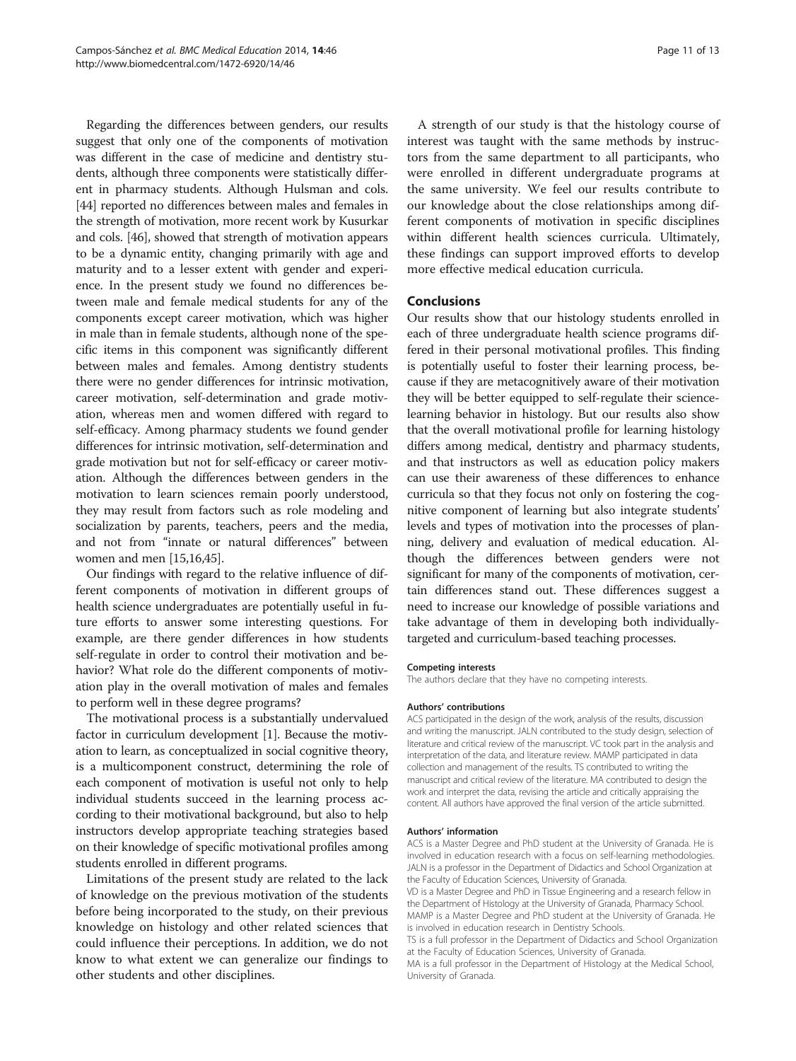Regarding the differences between genders, our results suggest that only one of the components of motivation was different in the case of medicine and dentistry students, although three components were statistically different in pharmacy students. Although Hulsman and cols. [44] reported no differences between males and females in the strength of motivation, more recent work by Kusurkar and cols. [46], showed that strength of motivation appears to be a dynamic entity, changing primarily with age and maturity and to a lesser extent with gender and experience. In the present study we found no differences between male and female medical students for any of the components except career motivation, which was higher in male than in female students, although none of the specific items in this component was significantly different between males and females. Among dentistry students there were no gender differences for intrinsic motivation, career motivation, self-determination and grade motivation, whereas men and women differed with regard to self-efficacy. Among pharmacy students we found gender differences for intrinsic motivation, self-determination and grade motivation but not for self-efficacy or career motivation. Although the differences between genders in the motivation to learn sciences remain poorly understood, they may result from factors such as role modeling and socialization by parents, teachers, peers and the media, and not from "innate or natural differences" between women and men [15,16,45].

Our findings with regard to the relative influence of different components of motivation in different groups of health science undergraduates are potentially useful in future efforts to answer some interesting questions. For example, are there gender differences in how students self-regulate in order to control their motivation and behavior? What role do the different components of motivation play in the overall motivation of males and females to perform well in these degree programs?

The motivational process is a substantially undervalued factor in curriculum development [1]. Because the motivation to learn, as conceptualized in social cognitive theory, is a multicomponent construct, determining the role of each component of motivation is useful not only to help individual students succeed in the learning process according to their motivational background, but also to help instructors develop appropriate teaching strategies based on their knowledge of specific motivational profiles among students enrolled in different programs.

Limitations of the present study are related to the lack of knowledge on the previous motivation of the students before being incorporated to the study, on their previous knowledge on histology and other related sciences that could influence their perceptions. In addition, we do not know to what extent we can generalize our findings to other students and other disciplines.

A strength of our study is that the histology course of interest was taught with the same methods by instructors from the same department to all participants, who were enrolled in different undergraduate programs at the same university. We feel our results contribute to our knowledge about the close relationships among different components of motivation in specific disciplines within different health sciences curricula. Ultimately, these findings can support improved efforts to develop more effective medical education curricula.

## Conclusions

Our results show that our histology students enrolled in each of three undergraduate health science programs differed in their personal motivational profiles. This finding is potentially useful to foster their learning process, because if they are metacognitively aware of their motivation they will be better equipped to self-regulate their science-learning behavior in histology. But our results also show that the overall motivational profile for learning histology differs among medical, dentistry and pharmacy students, and that instructors as well as education policy makers can use their awareness of these differences to enhance curricula so that they focus not only on fostering the cognitive component of learning but also integrate students' levels and types of motivation into the processes of planning, delivery and evaluation of medical education. Although the differences between genders were not significant for many of the components of motivation, certain differences stand out. These differences suggest a need to increase our knowledge of possible variations and take advantage of them in developing both individually-targeted and curriculum-based teaching processes.

#### Competing interests

The authors declare that they have no competing interests.

#### Authors' contributions

ACS participated in the design of the work, analysis of the results, discussion and writing the manuscript. JALN contributed to the study design, selection of literature and critical review of the manuscript. VC took part in the analysis and interpretation of the data, and literature review. MAMP participated in data collection and management of the results. TS contributed to writing the manuscript and critical review of the literature. MA contributed to design the work and interpret the data, revising the article and critically appraising the content. All authors have approved the final version of the article submitted.

#### Authors' information

ACS is a Master Degree and PhD student at the University of Granada. He is involved in education research with a focus on self-learning methodologies. JALN is a professor in the Department of Didactics and School Organization at the Faculty of Education Sciences, University of Granada.

VD is a Master Degree and PhD in Tissue Engineering and a research fellow in the Department of Histology at the University of Granada, Pharmacy School.

MAMP is a Master Degree and PhD student at the University of Granada. He is involved in education research in Dentistry Schools.

TS is a full professor in the Department of Didactics and School Organization at the Faculty of Education Sciences, University of Granada.

MA is a full professor in the Department of Histology at the Medical School, University of Granada.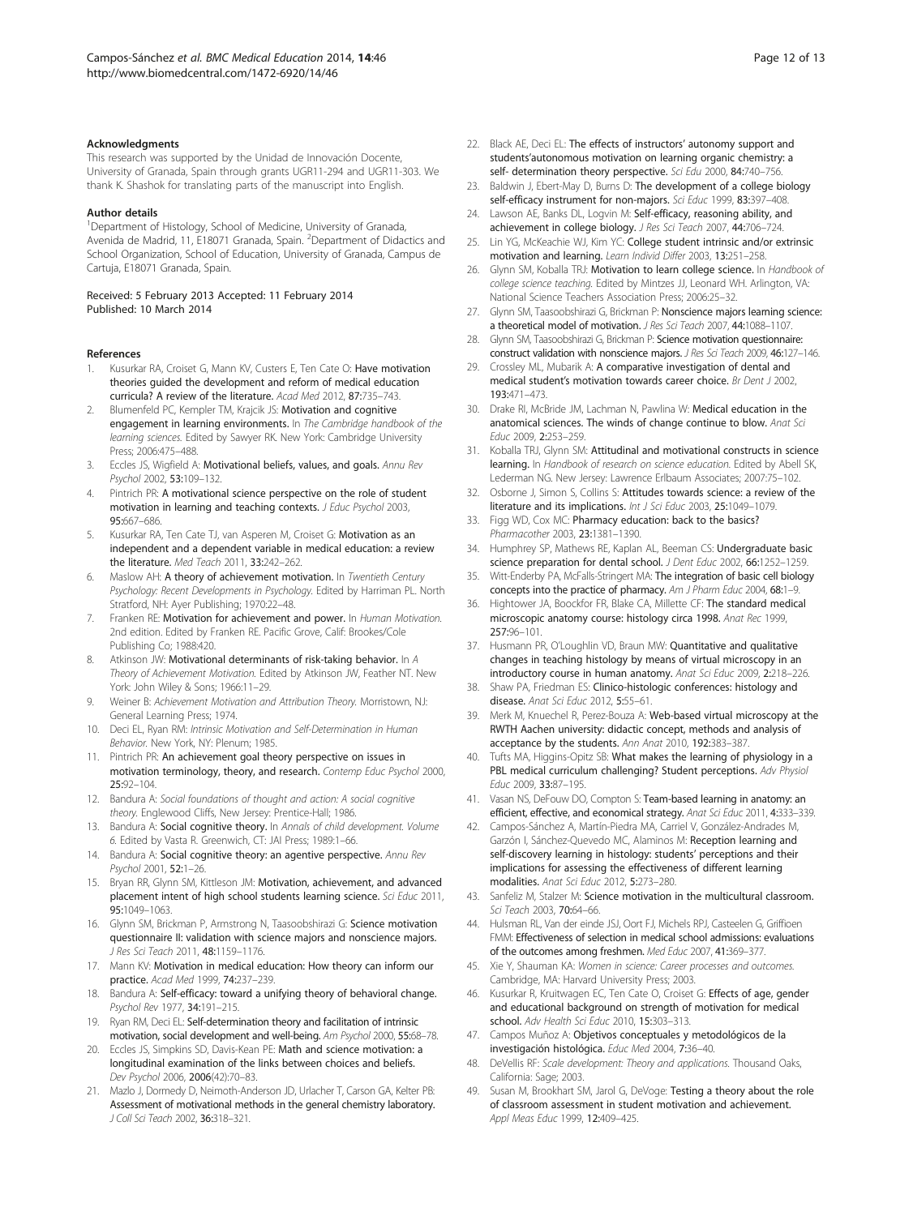**Acknowledgments**

This research was supported by the Unidad de Innovación Docente, University of Granada, Spain through grants UGR11-294 and UGR11-303. We thank K. Shashok for translating parts of the manuscript into English.

**Author details**

[1]Department of Histology, School of Medicine, University of Granada, Avenida de Madrid, 11, E18071 Granada, Spain. [2]Department of Didactics and School Organization, School of Education, University of Granada, Campus de Cartuja, E18071 Granada, Spain.

Received: 5 February 2013 Accepted: 11 February 2014
Published: 10 March 2014

**References**

1. Kusurkar RA, Croiset G, Mann KV, Custers E, Ten Cate O: **Have motivation theories guided the development and reform of medical education curricula? A review of the literature.** *Acad Med* 2012, **87:**735–743.
2. Blumenfeld PC, Kempler TM, Krajcik JS: **Motivation and cognitive engagement in learning environments.** In *The Cambridge handbook of the learning sciences.* Edited by Sawyer RK. New York: Cambridge University Press; 2006:475–488.
3. Eccles JS, Wigfield A: **Motivational beliefs, values, and goals.** *Annu Rev Psychol* 2002, **53:**109–132.
4. Pintrich PR: **A motivational science perspective on the role of student motivation in learning and teaching contexts.** *J Educ Psychol* 2003, **95:**667–686.
5. Kusurkar RA, Ten Cate TJ, van Asperen M, Croiset G: **Motivation as an independent and a dependent variable in medical education: a review the literature.** *Med Teach* 2011, **33:**242–262.
6. Maslow AH: **A theory of achievement motivation.** In *Twentieth Century Psychology: Recent Developments in Psychology.* Edited by Harriman PL. North Stratford, NH: Ayer Publishing; 1970:22–48.
7. Franken RE: **Motivation for achievement and power.** In *Human Motivation.* 2nd edition. Edited by Franken RE. Pacific Grove, Calif: Brookes/Cole Publishing Co; 1988:420.
8. Atkinson JW: **Motivational determinants of risk-taking behavior.** In *A Theory of Achievement Motivation.* Edited by Atkinson JW, Feather NT. New York: John Wiley & Sons; 1966:11–29.
9. Weiner B: *Achievement Motivation and Attribution Theory.* Morristown, NJ: General Learning Press; 1974.
10. Deci EL, Ryan RM: *Intrinsic Motivation and Self-Determination in Human Behavior.* New York, NY: Plenum; 1985.
11. Pintrich PR: **An achievement goal theory perspective on issues in motivation terminology, theory, and research.** *Contemp Educ Psychol* 2000, **25:**92–104.
12. Bandura A: *Social foundations of thought and action: A social cognitive theory.* Englewood Cliffs, New Jersey: Prentice-Hall; 1986.
13. Bandura A: **Social cognitive theory.** In *Annals of child development. Volume 6.* Edited by Vasta R. Greenwich, CT: JAI Press; 1989:1–66.
14. Bandura A: **Social cognitive theory: an agentive perspective.** *Annu Rev Psychol* 2001, **52:**1–26.
15. Bryan RR, Glynn SM, Kittleson JM: **Motivation, achievement, and advanced placement intent of high school students learning science.** *Sci Educ* 2011, **95:**1049–1063.
16. Glynn SM, Brickman P, Armstrong N, Taasoobshirazi G: **Science motivation questionnaire II: validation with science majors and nonscience majors.** *J Res Sci Teach* 2011, **48:**1159–1176.
17. Mann KV: **Motivation in medical education: How theory can inform our practice.** *Acad Med* 1999, **74:**237–239.
18. Bandura A: **Self-efficacy: toward a unifying theory of behavioral change.** *Psychol Rev* 1977, **34:**191–215.
19. Ryan RM, Deci EL: **Self-determination theory and facilitation of intrinsic motivation, social development and well-being.** *Am Psychol* 2000, **55:**68–78.
20. Eccles JS, Simpkins SD, Davis-Kean PE: **Math and science motivation: a longitudinal examination of the links between choices and beliefs.** *Dev Psychol* 2006, **2006**(42):70–83.
21. Mazlo J, Dormedy D, Neimoth-Anderson JD, Urlacher T, Carson GA, Kelter PB: **Assessment of motivational methods in the general chemistry laboratory.** *J Coll Sci Teach* 2002, **36:**318–321.
22. Black AE, Deci EL: **The effects of instructors' autonomy support and students'autonomous motivation on learning organic chemistry: a self- determination theory perspective.** *Sci Edu* 2000, **84:**740–756.
23. Baldwin J, Ebert-May D, Burns D: **The development of a college biology self-efficacy instrument for non-majors.** *Sci Educ* 1999, **83:**397–408.
24. Lawson AE, Banks DL, Logvin M: **Self-efficacy, reasoning ability, and achievement in college biology.** *J Res Sci Teach* 2007, **44:**706–724.
25. Lin YG, McKeachie WJ, Kim YC: **College student intrinsic and/or extrinsic motivation and learning.** *Learn Individ Differ* 2003, **13:**251–258.
26. Glynn SM, Koballa TRJ: **Motivation to learn college science.** In *Handbook of college science teaching.* Edited by Mintzes JJ, Leonard WH. Arlington, VA: National Science Teachers Association Press; 2006:25–32.
27. Glynn SM, Taasoobshirazi G, Brickman P: **Nonscience majors learning science: a theoretical model of motivation.** *J Res Sci Teach* 2007, **44:**1088–1107.
28. Glynn SM, Taasoobshirazi G, Brickman P: **Science motivation questionnaire: construct validation with nonscience majors.** *J Res Sci Teach* 2009, **46:**127–146.
29. Crossley ML, Mubarik A: **A comparative investigation of dental and medical student's motivation towards career choice.** *Br Dent J* 2002, **193:**471–473.
30. Drake RI, McBride JM, Lachman N, Pawlina W: **Medical education in the anatomical sciences. The winds of change continue to blow.** *Anat Sci Educ* 2009, **2:**253–259.
31. Koballa TRJ, Glynn SM: **Attitudinal and motivational constructs in science learning.** In *Handbook of research on science education.* Edited by Abell SK, Lederman NG. New Jersey: Lawrence Erlbaum Associates; 2007:75–102.
32. Osborne J, Simon S, Collins S: **Attitudes towards science: a review of the literature and its implications.** *Int J Sci Educ* 2003, **25:**1049–1079.
33. Figg WD, Cox MC: **Pharmacy education: back to the basics?** *Pharmacother* 2003, **23:**1381–1390.
34. Humphrey SP, Mathews RE, Kaplan AL, Beeman CS: **Undergraduate basic science preparation for dental school.** *J Dent Educ* 2002, **66:**1252–1259.
35. Witt-Enderby PA, McFalls-Stringert MA: **The integration of basic cell biology concepts into the practice of pharmacy.** *Am J Pharm Educ* 2004, **68:**1–9.
36. Hightower JA, Boockfor FR, Blake CA, Millette CF: **The standard medical microscopic anatomy course: histology circa 1998.** *Anat Rec* 1999, **257:**96–101.
37. Husmann PR, O'Loughlin VD, Braun MW: **Quantitative and qualitative changes in teaching histology by means of virtual microscopy in an introductory course in human anatomy.** *Anat Sci Educ* 2009, **2:**218–226.
38. Shaw PA, Friedman ES: **Clinico-histologic conferences: histology and disease.** *Anat Sci Educ* 2012, **5:**55–61.
39. Merk M, Knuechel R, Perez-Bouza A: **Web-based virtual microscopy at the RWTH Aachen university: didactic concept, methods and analysis of acceptance by the students.** *Ann Anat* 2010, **192:**383–387.
40. Tufts MA, Higgins-Opitz SB: **What makes the learning of physiology in a PBL medical curriculum challenging? Student perceptions.** *Adv Physiol Educ* 2009, **33:**87–195.
41. Vasan NS, DeFouw DO, Compton S: **Team-based learning in anatomy: an efficient, effective, and economical strategy.** *Anat Sci Educ* 2011, **4:**333–339.
42. Campos-Sánchez A, Martín-Piedra MA, Carriel V, González-Andrades M, Garzón I, Sánchez-Quevedo MC, Alaminos M: **Reception learning and self-discovery learning in histology: students' perceptions and their implications for assessing the effectiveness of different learning modalities.** *Anat Sci Educ* 2012, **5:**273–280.
43. Sanfeliz M, Stalzer M: **Science motivation in the multicultural classroom.** *Sci Teach* 2003, **70:**64–66.
44. Hulsman RL, Van der einde JSJ, Oort FJ, Michels RPJ, Casteelen G, Griffioen FMM: **Effectiveness of selection in medical school admissions: evaluations of the outcomes among freshmen.** *Med Educ* 2007, **41:**369–377.
45. Xie Y, Shauman KA: *Women in science: Career processes and outcomes.* Cambridge, MA: Harvard University Press; 2003.
46. Kusurkar R, Kruitwagen EC, Ten Cate O, Croiset G: **Effects of age, gender and educational background on strength of motivation for medical school.** *Adv Health Sci Educ* 2010, **15:**303–313.
47. Campos Muñoz A: **Objetivos conceptuales y metodológicos de la investigación histológica.** *Educ Med* 2004, **7:**36–40.
48. DeVellis RF: *Scale development: Theory and applications.* Thousand Oaks, California: Sage; 2003.
49. Susan M, Brookhart SM, Jarol G, DeVoge: **Testing a theory about the role of classroom assessment in student motivation and achievement.** *Appl Meas Educ* 1999, **12:**409–425.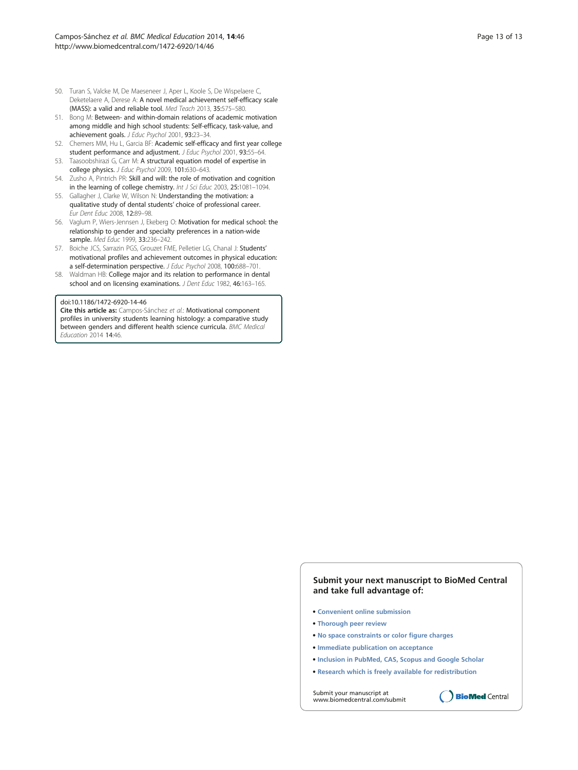50. Turan S, Valcke M, De Maeseneer J, Aper L, Koole S, De Wispelaere C, Deketelaere A, Derese A: **A novel medical achievement self-efficacy scale (MASS): a valid and reliable tool.** *Med Teach* 2013, **35:**575–580.
51. Bong M: **Between- and within-domain relations of academic motivation among middle and high school students: Self-efficacy, task-value, and achievement goals.** *J Educ Psychol* 2001, **93:**23–34.
52. Chemers MM, Hu L, Garcia BF: **Academic self-efficacy and first year college student performance and adjustment.** *J Educ Psychol* 2001, **93:**55–64.
53. Taasoobshirazi G, Carr M: **A structural equation model of expertise in college physics.** *J Educ Psychol* 2009, **101:**630–643.
54. Zusho A, Pintrich PR: **Skill and will: the role of motivation and cognition in the learning of college chemistry.** *Int J Sci Educ* 2003, **25:**1081–1094.
55. Gallagher J, Clarke W, Wilson N: **Understanding the motivation: a qualitative study of dental students' choice of professional career.** *Eur Dent Educ* 2008, **12:**89–98.
56. Vaglum P, Wiers-Jennsen J, Ekeberg O: **Motivation for medical school: the relationship to gender and specialty preferences in a nation-wide sample.** *Med Educ* 1999, **33:**236–242.
57. Boiche JCS, Sarrazin PGS, Grouzet FME, Pelletier LG, Chanal J: **Students' motivational profiles and achievement outcomes in physical education: a self-determination perspective.** *J Educ Psychol* 2008, **100:**688–701.
58. Waldman HB: **College major and its relation to performance in dental school and on licensing examinations.** *J Dent Educ* 1982, **46:**163–165.

doi:10.1186/1472-6920-14-46
**Cite this article as:** Campos-Sánchez *et al.*: Motivational component profiles in university students learning histology: a comparative study between genders and different health science curricula. *BMC Medical Education* 2014 **14**:46.

**Submit your next manuscript to BioMed Central and take full advantage of:**

- **Convenient online submission**
- **Thorough peer review**
- **No space constraints or color figure charges**
- **Immediate publication on acceptance**
- **Inclusion in PubMed, CAS, Scopus and Google Scholar**
- **Research which is freely available for redistribution**

Submit your manuscript at
www.biomedcentral.com/submit

BioMed Central